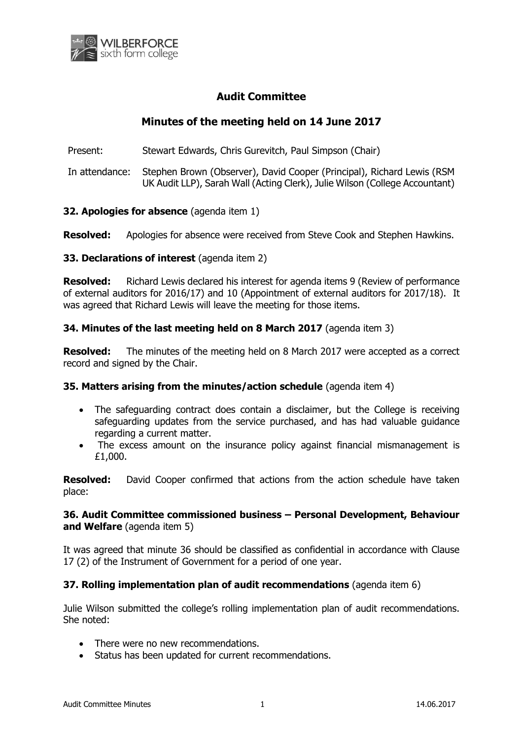# Audit Committee

## Minutes of the meeting held on 14 June 2017

Present: Stewart Edwards, Chris Gurevitch, Paul Simpson (Chair)

In attendance: Stephen Brown (Observer), David Cooper (Principal), Richard Lewis (RSM UK Audit LLP), Sarah Wall (Acting Clerk), Julie Wilson (College Accountant)

**32. Apologies for absence** (agenda item 1)

**Resolved:** Apologies for absence were received from Steve Cook and Stephen Hawkins.

**33. Declarations of interest** (agenda item 2)

**Resolved:** Richard Lewis declared his interest for agenda items 9 (Review of performance of external auditors for 2016/17) and 10 (Appointment of external auditors for 2017/18). It was agreed that Richard Lewis will leave the meeting for those items.

**34. Minutes of the last meeting held on 8 March 2017** (agenda item 3)

**Resolved:** The minutes of the meeting held on 8 March 2017 were accepted as a correct record and signed by the Chair.

**35. Matters arising from the minutes/action schedule** (agenda item 4)

- The safeguarding contract does contain a disclaimer, but the College is receiving safeguarding updates from the service purchased, and has had valuable guidance regarding a current matter.
- The excess amount on the insurance policy against financial mismanagement is £1,000.

**Resolved:** David Cooper confirmed that actions from the action schedule have taken place:

**36. Audit Committee commissioned business – Personal Development, Behaviour and Welfare** (agenda item 5)

It was agreed that minute 36 should be classified as confidential in accordance with Clause 17 (2) of the Instrument of Government for a period of one year.

**37. Rolling implementation plan of audit recommendations** (agenda item 6)

Julie Wilson submitted the college's rolling implementation plan of audit recommendations. She noted:

- There were no new recommendations.
- Status has been updated for current recommendations.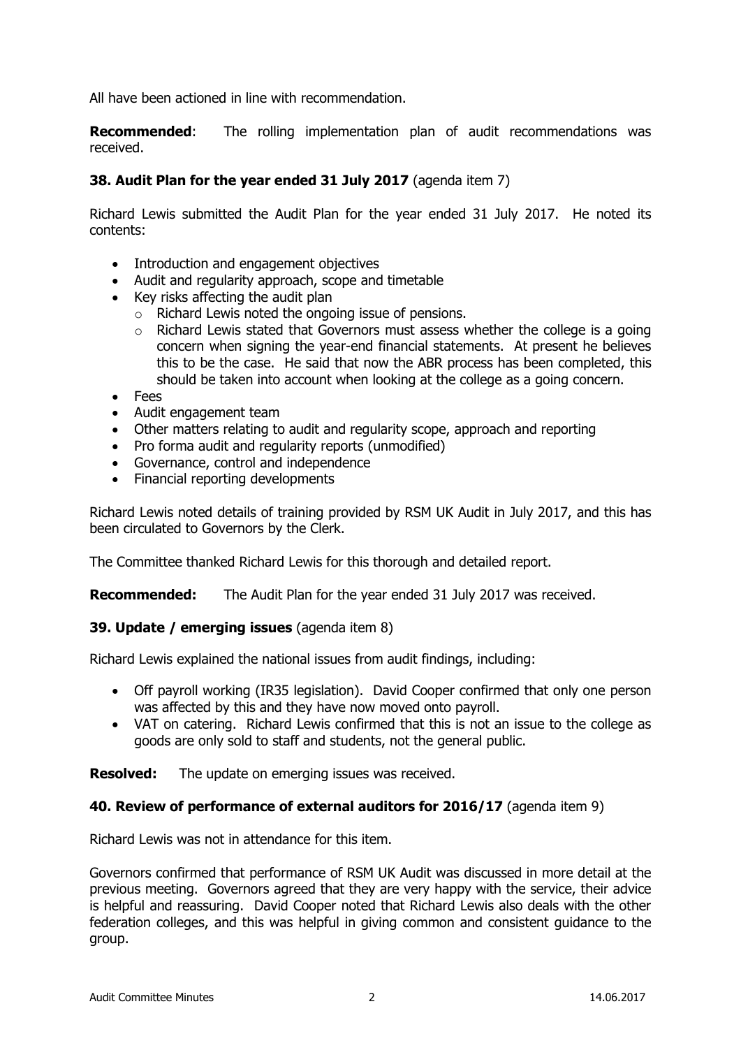All have been actioned in line with recommendation.

**Recommended**: The rolling implementation plan of audit recommendations was received.

**38. Audit Plan for the year ended 31 July 2017** (agenda item 7)

Richard Lewis submitted the Audit Plan for the year ended 31 July 2017. He noted its contents:

- Introduction and engagement objectives
- Audit and regularity approach, scope and timetable
- Key risks affecting the audit plan
  - Richard Lewis noted the ongoing issue of pensions.
  - Richard Lewis stated that Governors must assess whether the college is a going concern when signing the year-end financial statements. At present he believes this to be the case. He said that now the ABR process has been completed, this should be taken into account when looking at the college as a going concern.
- Fees
- Audit engagement team
- Other matters relating to audit and regularity scope, approach and reporting
- Pro forma audit and regularity reports (unmodified)
- Governance, control and independence
- Financial reporting developments

Richard Lewis noted details of training provided by RSM UK Audit in July 2017, and this has been circulated to Governors by the Clerk.

The Committee thanked Richard Lewis for this thorough and detailed report.

**Recommended:** The Audit Plan for the year ended 31 July 2017 was received.

**39. Update / emerging issues** (agenda item 8)

Richard Lewis explained the national issues from audit findings, including:

- Off payroll working (IR35 legislation). David Cooper confirmed that only one person was affected by this and they have now moved onto payroll.
- VAT on catering. Richard Lewis confirmed that this is not an issue to the college as goods are only sold to staff and students, not the general public.

**Resolved:** The update on emerging issues was received.

**40. Review of performance of external auditors for 2016/17** (agenda item 9)

Richard Lewis was not in attendance for this item.

Governors confirmed that performance of RSM UK Audit was discussed in more detail at the previous meeting. Governors agreed that they are very happy with the service, their advice is helpful and reassuring. David Cooper noted that Richard Lewis also deals with the other federation colleges, and this was helpful in giving common and consistent guidance to the group.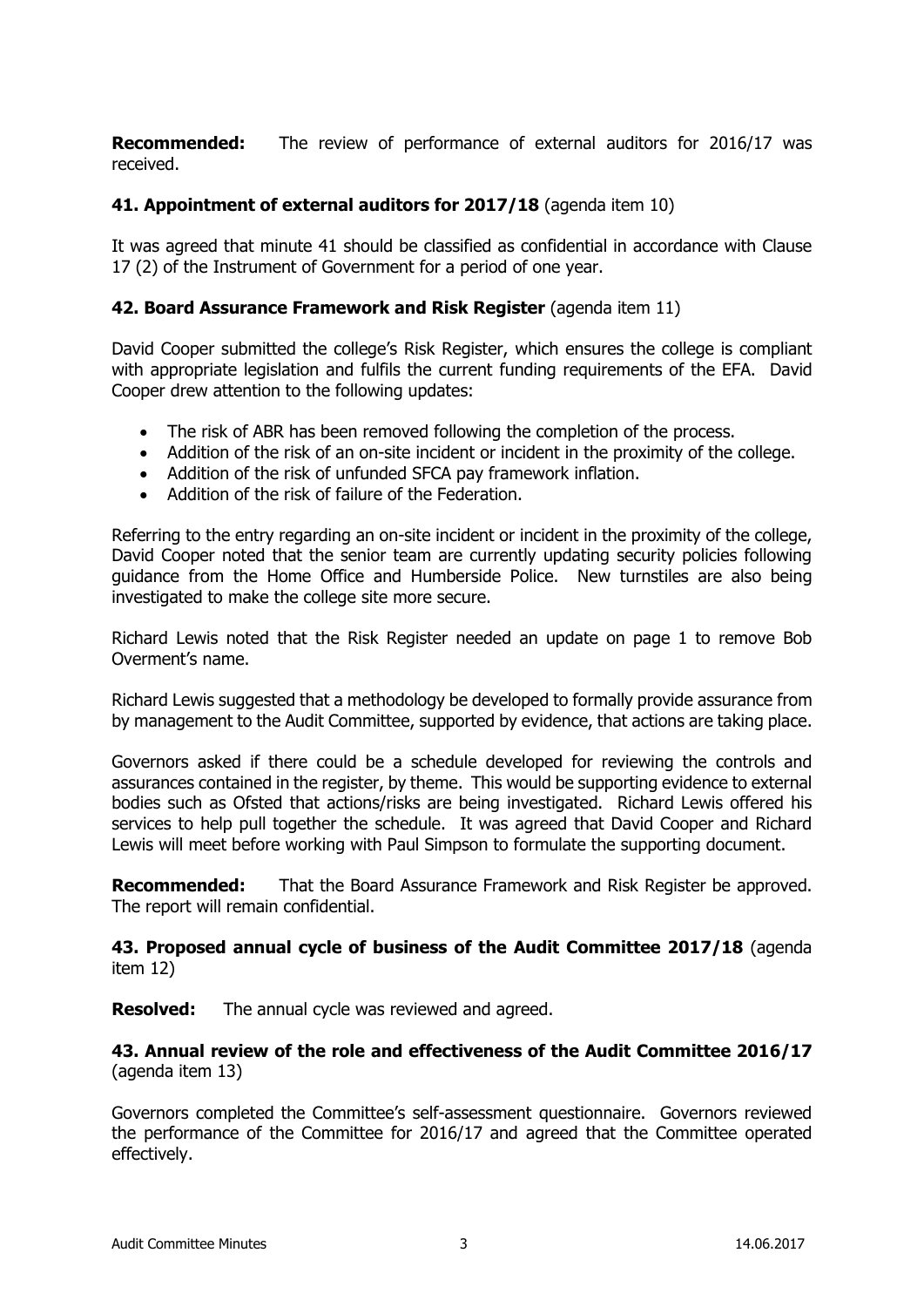**Recommended:** The review of performance of external auditors for 2016/17 was received.

**41. Appointment of external auditors for 2017/18** (agenda item 10)

It was agreed that minute 41 should be classified as confidential in accordance with Clause 17 (2) of the Instrument of Government for a period of one year.

**42. Board Assurance Framework and Risk Register** (agenda item 11)

David Cooper submitted the college's Risk Register, which ensures the college is compliant with appropriate legislation and fulfils the current funding requirements of the EFA. David Cooper drew attention to the following updates:

- The risk of ABR has been removed following the completion of the process.
- Addition of the risk of an on-site incident or incident in the proximity of the college.
- Addition of the risk of unfunded SFCA pay framework inflation.
- Addition of the risk of failure of the Federation.

Referring to the entry regarding an on-site incident or incident in the proximity of the college, David Cooper noted that the senior team are currently updating security policies following guidance from the Home Office and Humberside Police. New turnstiles are also being investigated to make the college site more secure.

Richard Lewis noted that the Risk Register needed an update on page 1 to remove Bob Overment's name.

Richard Lewis suggested that a methodology be developed to formally provide assurance from by management to the Audit Committee, supported by evidence, that actions are taking place.

Governors asked if there could be a schedule developed for reviewing the controls and assurances contained in the register, by theme. This would be supporting evidence to external bodies such as Ofsted that actions/risks are being investigated. Richard Lewis offered his services to help pull together the schedule. It was agreed that David Cooper and Richard Lewis will meet before working with Paul Simpson to formulate the supporting document.

**Recommended:** That the Board Assurance Framework and Risk Register be approved. The report will remain confidential.

**43. Proposed annual cycle of business of the Audit Committee 2017/18** (agenda item 12)

**Resolved:** The annual cycle was reviewed and agreed.

**43. Annual review of the role and effectiveness of the Audit Committee 2016/17** (agenda item 13)

Governors completed the Committee's self-assessment questionnaire. Governors reviewed the performance of the Committee for 2016/17 and agreed that the Committee operated effectively.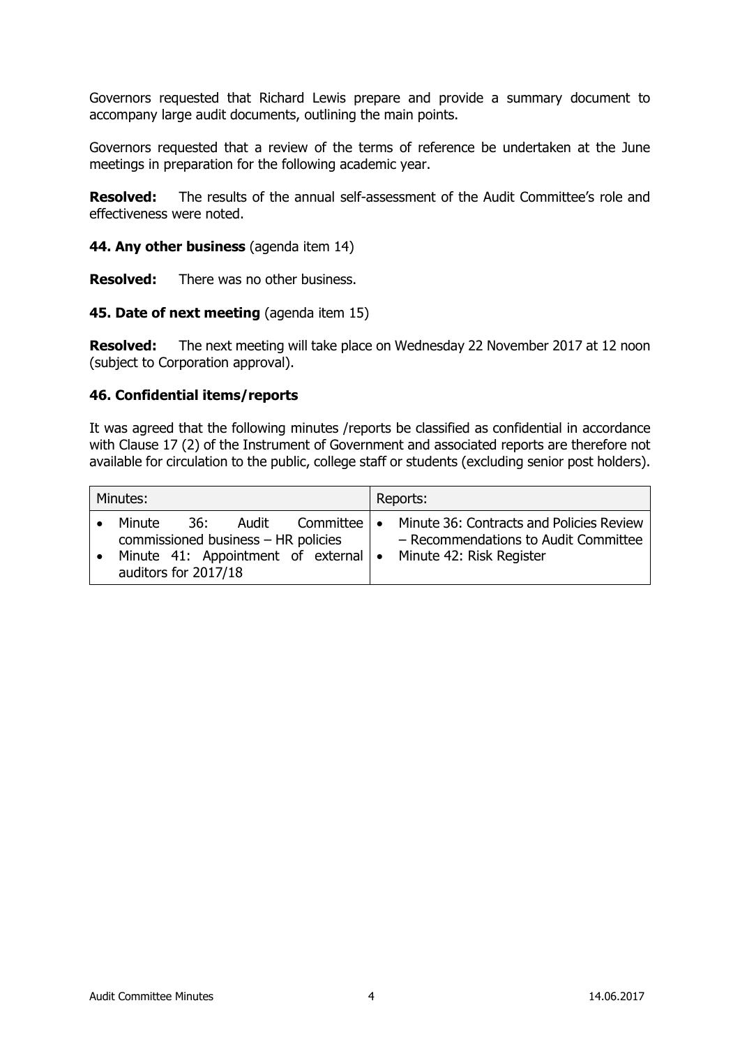Governors requested that Richard Lewis prepare and provide a summary document to accompany large audit documents, outlining the main points.

Governors requested that a review of the terms of reference be undertaken at the June meetings in preparation for the following academic year.

**Resolved:** The results of the annual self-assessment of the Audit Committee's role and effectiveness were noted.

**44. Any other business** (agenda item 14)

**Resolved:** There was no other business.

**45. Date of next meeting** (agenda item 15)

**Resolved:** The next meeting will take place on Wednesday 22 November 2017 at 12 noon (subject to Corporation approval).

**46. Confidential items/reports**

It was agreed that the following minutes /reports be classified as confidential in accordance with Clause 17 (2) of the Instrument of Government and associated reports are therefore not available for circulation to the public, college staff or students (excluding senior post holders).

| Minutes: | Reports: |
|---|---|
| • Minute 36: Audit Committee commissioned business – HR policies<br>• Minute 41: Appointment of external auditors for 2017/18 | • Minute 36: Contracts and Policies Review – Recommendations to Audit Committee<br>• Minute 42: Risk Register |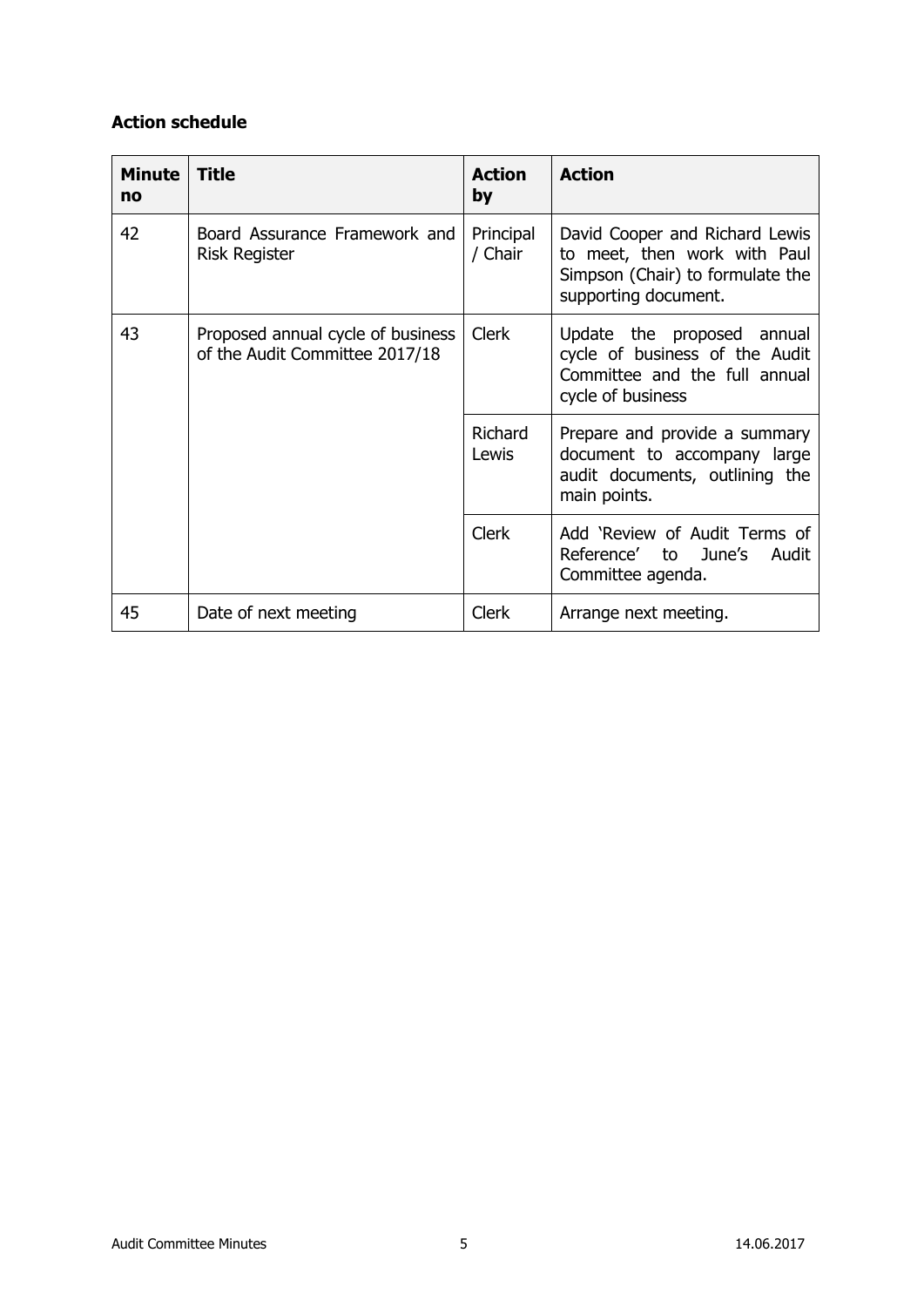**Action schedule**

| Minute no | Title | Action by | Action |
|---|---|---|---|
| 42 | Board Assurance Framework and Risk Register | Principal / Chair | David Cooper and Richard Lewis to meet, then work with Paul Simpson (Chair) to formulate the supporting document. |
| 43 | Proposed annual cycle of business of the Audit Committee 2017/18 | Clerk | Update the proposed annual cycle of business of the Audit Committee and the full annual cycle of business |
| | | Richard Lewis | Prepare and provide a summary document to accompany large audit documents, outlining the main points. |
| | | Clerk | Add 'Review of Audit Terms of Reference' to June's Audit Committee agenda. |
| 45 | Date of next meeting | Clerk | Arrange next meeting. |